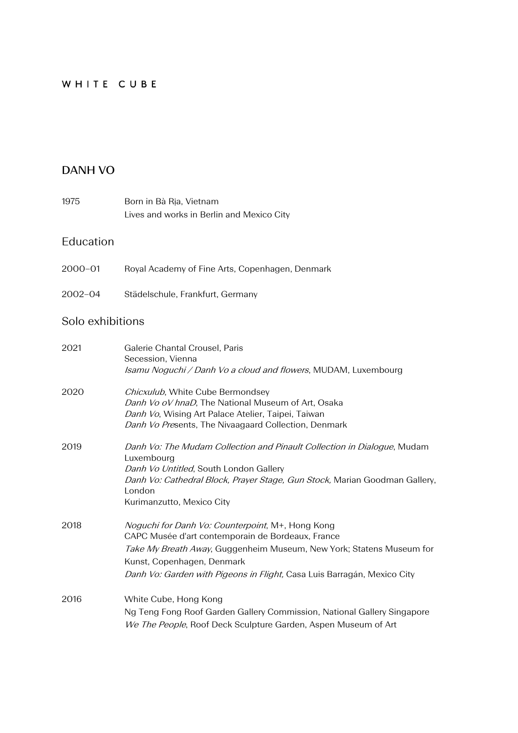WHITE CUBE

# DANH VO

| | |
|---|---|
| 1975 | Born in Bà Rịa, Vietnam<br>Lives and works in Berlin and Mexico City |

## Education

| | |
|---|---|
| 2000–01 | Royal Academy of Fine Arts, Copenhagen, Denmark |
| 2002–04 | Städelschule, Frankfurt, Germany |

## Solo exhibitions

**2021**

Galerie Chantal Crousel, Paris
Secession, Vienna
*Isamu Noguchi / Danh Vo a cloud and flowers*, MUDAM, Luxembourg

**2020**

*Chicxulub*, White Cube Bermondsey
*Danh Vo oV hnaD*, The National Museum of Art, Osaka
*Danh Vo*, Wising Art Palace Atelier, Taipei, Taiwan
*Danh Vo Pre*sents, The Nivaagaard Collection, Denmark

**2019**

*Danh Vo: The Mudam Collection and Pinault Collection in Dialogue*, Mudam Luxembourg
*Danh Vo Untitled*, South London Gallery
*Danh Vo: Cathedral Block, Prayer Stage, Gun Stock,* Marian Goodman Gallery, London
Kurimanzutto, Mexico City

**2018**

*Noguchi for Danh Vo: Counterpoint*, M+, Hong Kong
CAPC Musée d'art contemporain de Bordeaux, France
*Take My Breath Away*, Guggenheim Museum, New York; Statens Museum for Kunst, Copenhagen, Denmark
*Danh Vo: Garden with Pigeons in Flight,* Casa Luis Barragán, Mexico City

**2016**

White Cube, Hong Kong
Ng Teng Fong Roof Garden Gallery Commission, National Gallery Singapore
*We The People*, Roof Deck Sculpture Garden, Aspen Museum of Art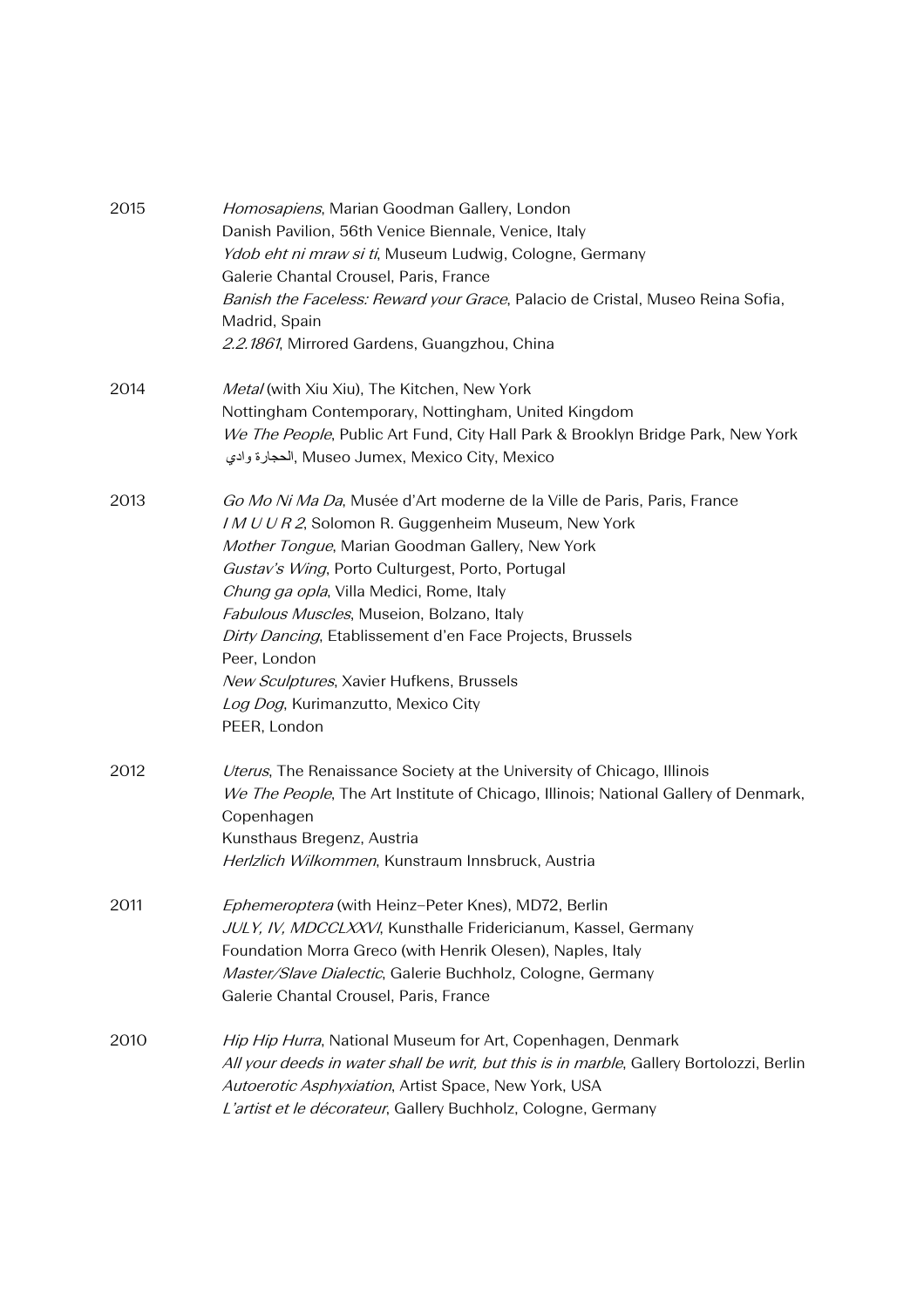2015

*Homosapiens*, Marian Goodman Gallery, London
Danish Pavilion, 56th Venice Biennale, Venice, Italy
*Ydob eht ni mraw si ti*, Museum Ludwig, Cologne, Germany
Galerie Chantal Crousel, Paris, France
*Banish the Faceless: Reward your Grace*, Palacio de Cristal, Museo Reina Sofia, Madrid, Spain
*2.2.1861*, Mirrored Gardens, Guangzhou, China

2014

*Metal* (with Xiu Xiu), The Kitchen, New York
Nottingham Contemporary, Nottingham, United Kingdom
*We The People*, Public Art Fund, City Hall Park & Brooklyn Bridge Park, New York
الحجارة وادي, Museo Jumex, Mexico City, Mexico

2013

*Go Mo Ni Ma Da*, Musée d'Art moderne de la Ville de Paris, Paris, France
*I M U U R 2*, Solomon R. Guggenheim Museum, New York
*Mother Tongue*, Marian Goodman Gallery, New York
*Gustav's Wing*, Porto Culturgest, Porto, Portugal
*Chung ga opla*, Villa Medici, Rome, Italy
*Fabulous Muscles*, Museion, Bolzano, Italy
*Dirty Dancing*, Etablissement d'en Face Projects, Brussels
Peer, London
*New Sculptures*, Xavier Hufkens, Brussels
*Log Dog*, Kurimanzutto, Mexico City
PEER, London

2012

*Uterus*, The Renaissance Society at the University of Chicago, Illinois
*We The People*, The Art Institute of Chicago, Illinois; National Gallery of Denmark, Copenhagen
Kunsthaus Bregenz, Austria
*Herlzlich Wilkommen*, Kunstraum Innsbruck, Austria

2011

*Ephemeroptera* (with Heinz-Peter Knes), MD72, Berlin
*JULY, IV, MDCCLXXVI*, Kunsthalle Fridericianum, Kassel, Germany
Foundation Morra Greco (with Henrik Olesen), Naples, Italy
*Master/Slave Dialectic*, Galerie Buchholz, Cologne, Germany
Galerie Chantal Crousel, Paris, France

2010

*Hip Hip Hurra*, National Museum for Art, Copenhagen, Denmark
*All your deeds in water shall be writ, but this is in marble*, Gallery Bortolozzi, Berlin
*Autoerotic Asphyxiation*, Artist Space, New York, USA
*L'artist et le décorateur*, Gallery Buchholz, Cologne, Germany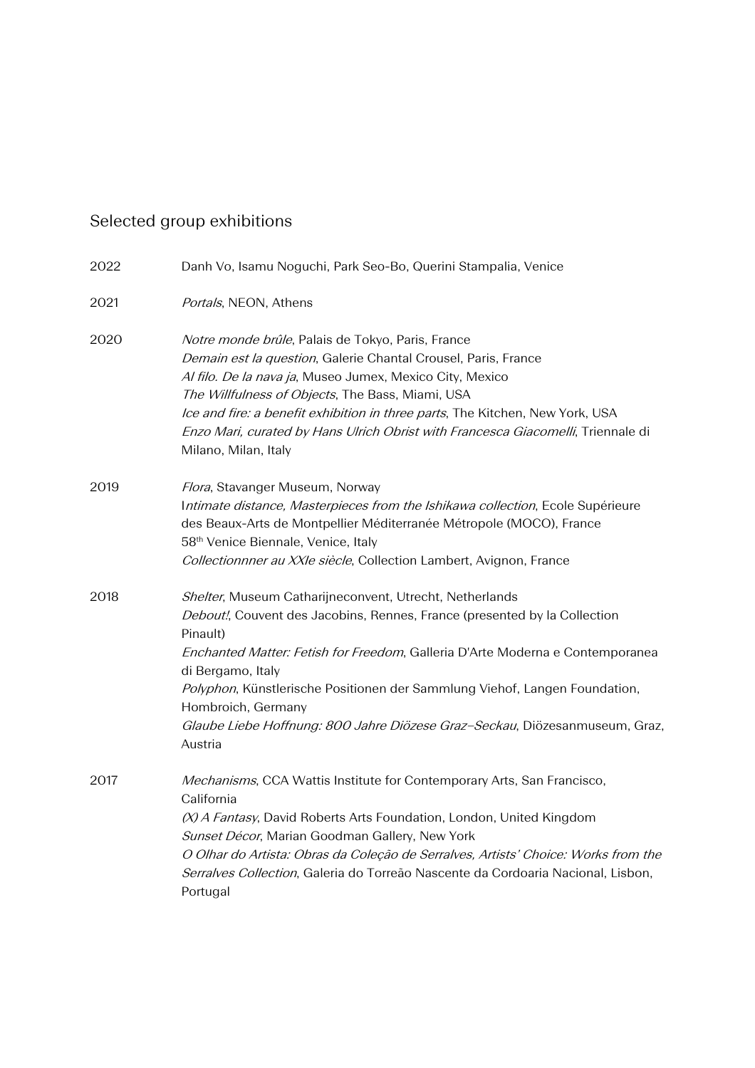## Selected group exhibitions

2022 Danh Vo, Isamu Noguchi, Park Seo-Bo, Querini Stampalia, Venice

2021 *Portals*, NEON, Athens

2020 *Notre monde brûle*, Palais de Tokyo, Paris, France
*Demain est la question*, Galerie Chantal Crousel, Paris, France
*Al filo. De la nava ja*, Museo Jumex, Mexico City, Mexico
*The Willfulness of Objects*, The Bass, Miami, USA
*Ice and fire: a benefit exhibition in three parts*, The Kitchen, New York, USA
*Enzo Mari, curated by Hans Ulrich Obrist with Francesca Giacomelli*, Triennale di Milano, Milan, Italy

2019 *Flora*, Stavanger Museum, Norway
I*ntimate distance, Masterpieces from the Ishikawa collection*, Ecole Supérieure des Beaux-Arts de Montpellier Méditerranée Métropole (MOCO), France
58th Venice Biennale, Venice, Italy
*Collectionnner au XXIe siècle*, Collection Lambert, Avignon, France

2018 *Shelter*, Museum Catharijneconvent, Utrecht, Netherlands
*Debout!*, Couvent des Jacobins, Rennes, France (presented by la Collection Pinault)
*Enchanted Matter: Fetish for Freedom*, Galleria D'Arte Moderna e Contemporanea di Bergamo, Italy
*Polyphon*, Künstlerische Positionen der Sammlung Viehof, Langen Foundation, Hombroich, Germany
*Glaube Liebe Hoffnung: 800 Jahre Diözese Graz–Seckau*, Diözesanmuseum, Graz, Austria

2017 *Mechanisms*, CCA Wattis Institute for Contemporary Arts, San Francisco, California
*(X) A Fantasy*, David Roberts Arts Foundation, London, United Kingdom
*Sunset Décor*, Marian Goodman Gallery, New York
*O Olhar do Artista: Obras da Coleção de Serralves, Artists' Choice: Works from the Serralves Collection*, Galeria do Torreão Nascente da Cordoaria Nacional, Lisbon, Portugal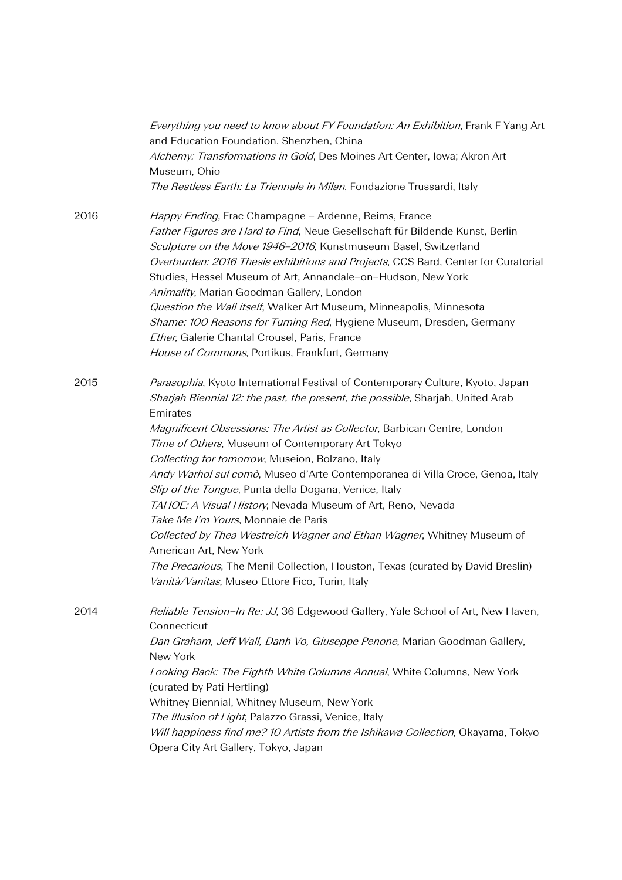*Everything you need to know about FY Foundation: An Exhibition*, Frank F Yang Art and Education Foundation, Shenzhen, China
*Alchemy: Transformations in Gold*, Des Moines Art Center, Iowa; Akron Art Museum, Ohio
*The Restless Earth: La Triennale in Milan*, Fondazione Trussardi, Italy

2016
*Happy Ending*, Frac Champagne – Ardenne, Reims, France
*Father Figures are Hard to Find*, Neue Gesellschaft für Bildende Kunst, Berlin
*Sculpture on the Move 1946–2016*, Kunstmuseum Basel, Switzerland
*Overburden: 2016 Thesis exhibitions and Projects*, CCS Bard, Center for Curatorial Studies, Hessel Museum of Art, Annandale–on–Hudson, New York
*Animality*, Marian Goodman Gallery, London
*Question the Wall itself*, Walker Art Museum, Minneapolis, Minnesota
*Shame: 100 Reasons for Turning Red*, Hygiene Museum, Dresden, Germany
*Ether*, Galerie Chantal Crousel, Paris, France
*House of Commons*, Portikus, Frankfurt, Germany

2015
*Parasophia*, Kyoto International Festival of Contemporary Culture, Kyoto, Japan
*Sharjah Biennial 12: the past, the present, the possible*, Sharjah, United Arab Emirates
*Magnificent Obsessions: The Artist as Collector*, Barbican Centre, London
*Time of Others*, Museum of Contemporary Art Tokyo
*Collecting for tomorrow*, Museion, Bolzano, Italy
*Andy Warhol sul comò*, Museo d'Arte Contemporanea di Villa Croce, Genoa, Italy
*Slip of the Tongue*, Punta della Dogana, Venice, Italy
*TAHOE: A Visual History*, Nevada Museum of Art, Reno, Nevada
*Take Me I'm Yours*, Monnaie de Paris
*Collected by Thea Westreich Wagner and Ethan Wagner*, Whitney Museum of American Art, New York
*The Precarious*, The Menil Collection, Houston, Texas (curated by David Breslin)
*Vanità/Vanitas*, Museo Ettore Fico, Turin, Italy

2014
*Reliable Tension–In Re: JJ*, 36 Edgewood Gallery, Yale School of Art, New Haven, Connecticut
*Dan Graham, Jeff Wall, Danh Vō, Giuseppe Penone*, Marian Goodman Gallery, New York
*Looking Back: The Eighth White Columns Annual*, White Columns, New York (curated by Pati Hertling)
Whitney Biennial, Whitney Museum, New York
*The Illusion of Light*, Palazzo Grassi, Venice, Italy
*Will happiness find me? 10 Artists from the Ishikawa Collection*, Okayama, Tokyo Opera City Art Gallery, Tokyo, Japan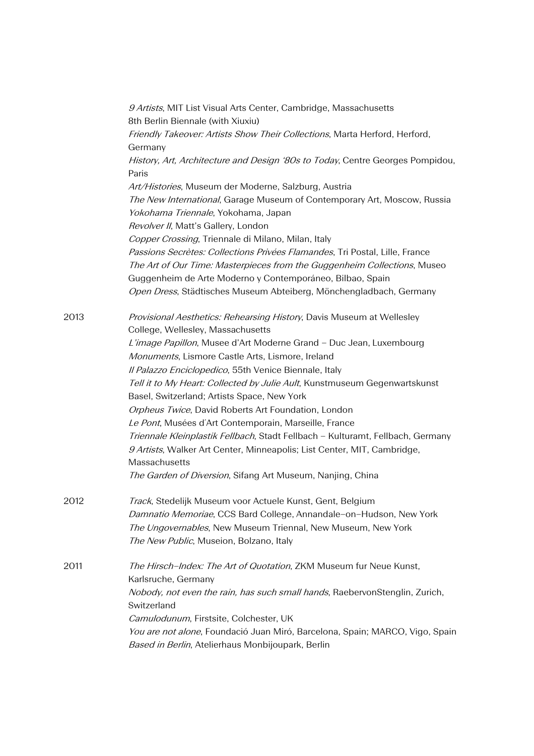*9 Artists*, MIT List Visual Arts Center, Cambridge, Massachusetts
8th Berlin Biennale (with Xiuxiu)
*Friendly Takeover: Artists Show Their Collections*, Marta Herford, Herford, Germany
*History, Art, Architecture and Design '80s to Today*, Centre Georges Pompidou, Paris
*Art/Histories*, Museum der Moderne, Salzburg, Austria
*The New International*, Garage Museum of Contemporary Art, Moscow, Russia
*Yokohama Triennale*, Yokohama, Japan
*Revolver II*, Matt's Gallery, London
*Copper Crossing*, Triennale di Milano, Milan, Italy
*Passions Secrètes: Collections Privées Flamandes*, Tri Postal, Lille, France
*The Art of Our Time: Masterpieces from the Guggenheim Collections*, Museo Guggenheim de Arte Moderno y Contemporáneo, Bilbao, Spain
*Open Dress*, Städtisches Museum Abteiberg, Mönchengladbach, Germany

2013
*Provisional Aesthetics: Rehearsing History*, Davis Museum at Wellesley College, Wellesley, Massachusetts
*L'image Papillon*, Musee d'Art Moderne Grand – Duc Jean, Luxembourg
*Monuments*, Lismore Castle Arts, Lismore, Ireland
*Il Palazzo Enciclopedico*, 55th Venice Biennale, Italy
*Tell it to My Heart: Collected by Julie Ault*, Kunstmuseum Gegenwartskunst Basel, Switzerland; Artists Space, New York
*Orpheus Twice*, David Roberts Art Foundation, London
*Le Pont*, Musées d'Art Contemporain, Marseille, France
*Triennale Kleinplastik Fellbach*, Stadt Fellbach – Kulturamt, Fellbach, Germany
*9 Artists*, Walker Art Center, Minneapolis; List Center, MIT, Cambridge, Massachusetts
*The Garden of Diversion*, Sifang Art Museum, Nanjing, China

2012
*Track*, Stedelijk Museum voor Actuele Kunst, Gent, Belgium
*Damnatio Memoriae*, CCS Bard College, Annandale-on-Hudson, New York
*The Ungovernables*, New Museum Triennal, New Museum, New York
*The New Public*, Museion, Bolzano, Italy

2011
*The Hirsch-Index: The Art of Quotation*, ZKM Museum fur Neue Kunst, Karlsruche, Germany
*Nobody, not even the rain, has such small hands*, RaebervonStenglin, Zurich, Switzerland
*Camulodunum*, Firstsite, Colchester, UK
*You are not alone*, Foundació Juan Miró, Barcelona, Spain; MARCO, Vigo, Spain
*Based in Berlin*, Atelierhaus Monbijoupark, Berlin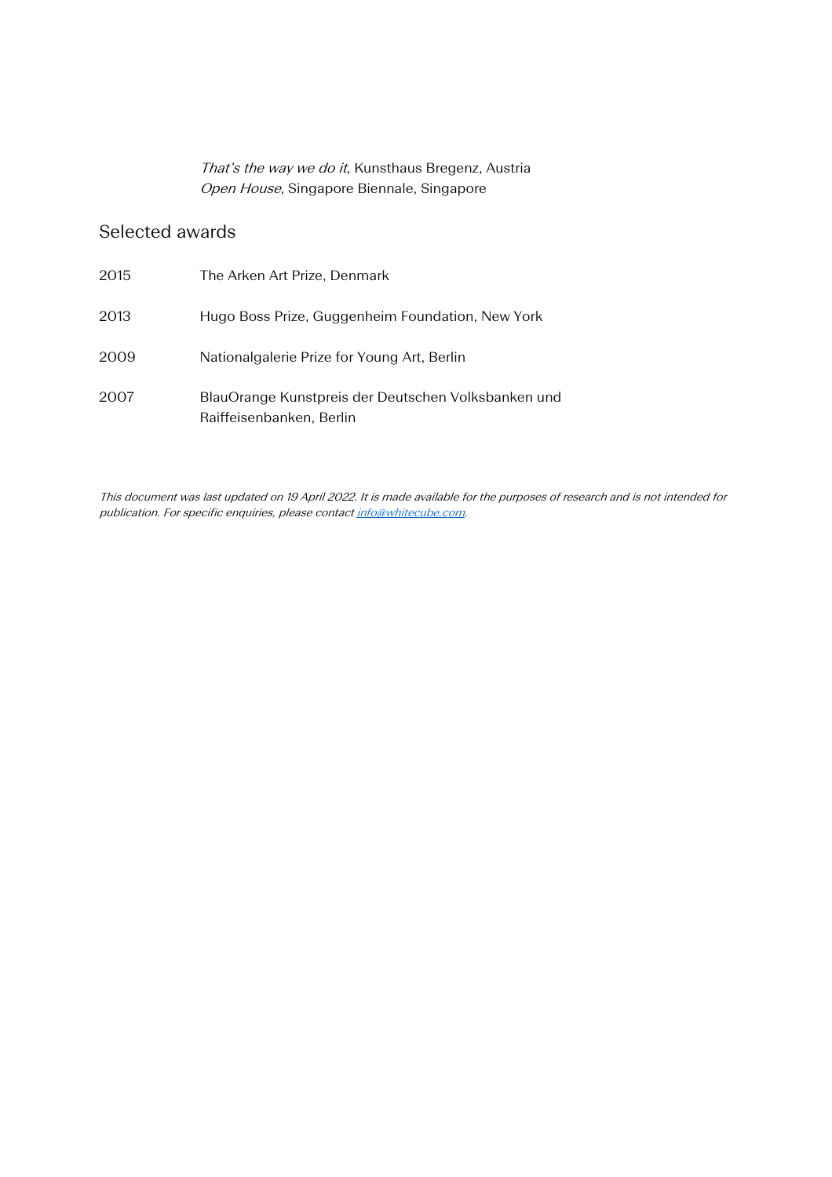*That's the way we do it*, Kunsthaus Bregenz, Austria
*Open House*, Singapore Biennale, Singapore

## Selected awards

2015 The Arken Art Prize, Denmark

2013 Hugo Boss Prize, Guggenheim Foundation, New York

2009 Nationalgalerie Prize for Young Art, Berlin

2007 BlauOrange Kunstpreis der Deutschen Volksbanken und Raiffeisenbanken, Berlin

*This document was last updated on 19 April 2022. It is made available for the purposes of research and is not intended for publication. For specific enquiries, please contact info@whitecube.com.*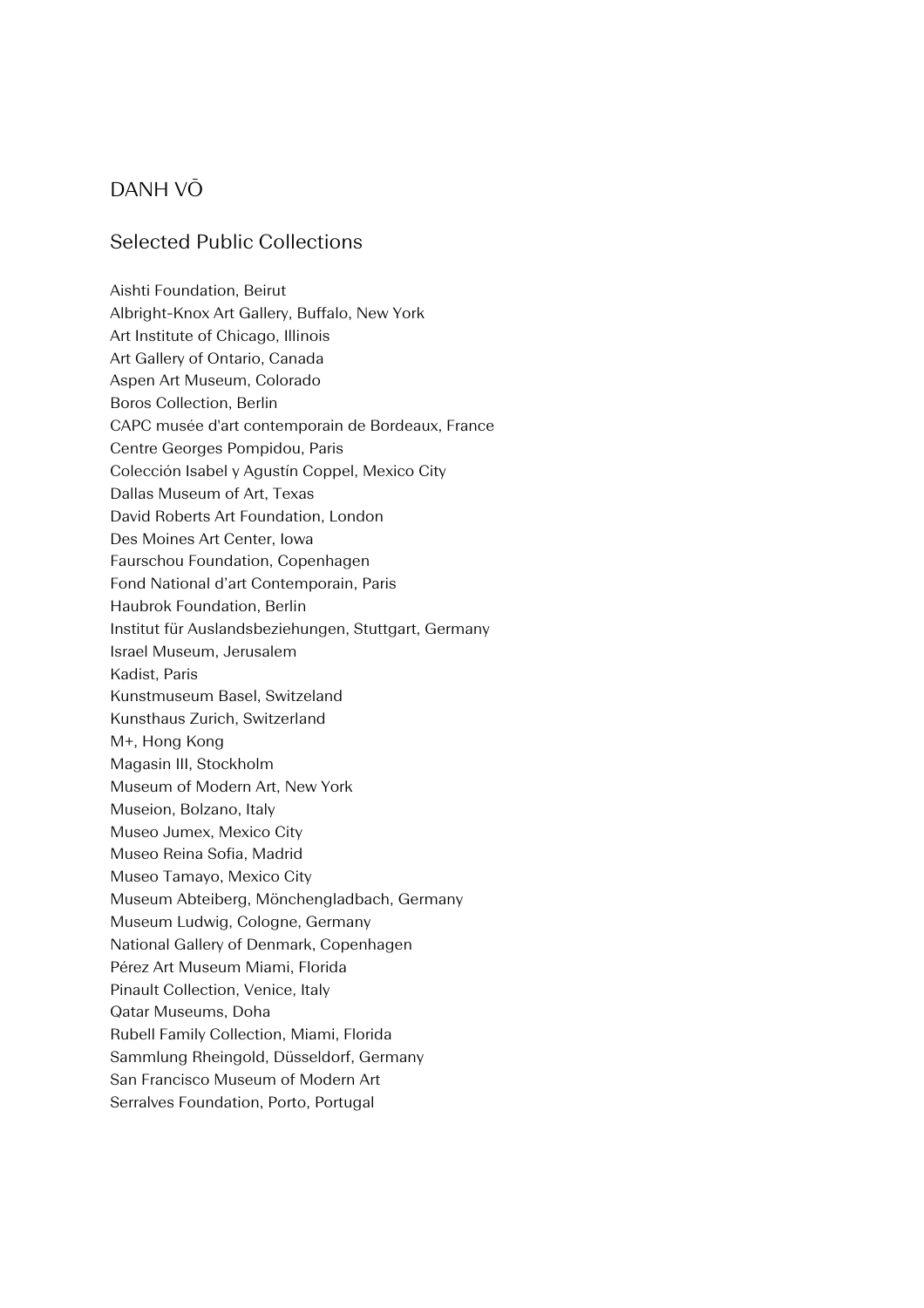# DANH VŌ

## Selected Public Collections

Aishti Foundation, Beirut
Albright-Knox Art Gallery, Buffalo, New York
Art Institute of Chicago, Illinois
Art Gallery of Ontario, Canada
Aspen Art Museum, Colorado
Boros Collection, Berlin
CAPC musée d'art contemporain de Bordeaux, France
Centre Georges Pompidou, Paris
Colección Isabel y Agustín Coppel, Mexico City
Dallas Museum of Art, Texas
David Roberts Art Foundation, London
Des Moines Art Center, Iowa
Faurschou Foundation, Copenhagen
Fond National d'art Contemporain, Paris
Haubrok Foundation, Berlin
Institut für Auslandsbeziehungen, Stuttgart, Germany
Israel Museum, Jerusalem
Kadist, Paris
Kunstmuseum Basel, Switzeland
Kunsthaus Zurich, Switzerland
M+, Hong Kong
Magasin III, Stockholm
Museum of Modern Art, New York
Museion, Bolzano, Italy
Museo Jumex, Mexico City
Museo Reina Sofia, Madrid
Museo Tamayo, Mexico City
Museum Abteiberg, Mönchengladbach, Germany
Museum Ludwig, Cologne, Germany
National Gallery of Denmark, Copenhagen
Pérez Art Museum Miami, Florida
Pinault Collection, Venice, Italy
Qatar Museums, Doha
Rubell Family Collection, Miami, Florida
Sammlung Rheingold, Düsseldorf, Germany
San Francisco Museum of Modern Art
Serralves Foundation, Porto, Portugal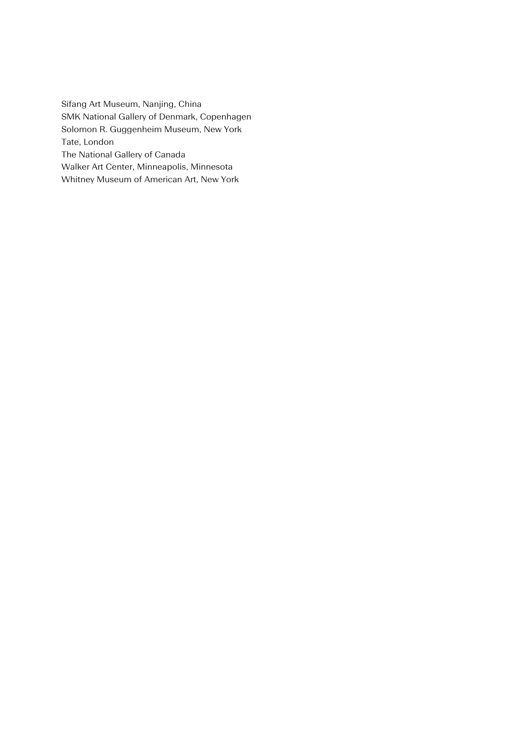Sifang Art Museum, Nanjing, China
SMK National Gallery of Denmark, Copenhagen
Solomon R. Guggenheim Museum, New York
Tate, London
The National Gallery of Canada
Walker Art Center, Minneapolis, Minnesota
Whitney Museum of American Art, New York